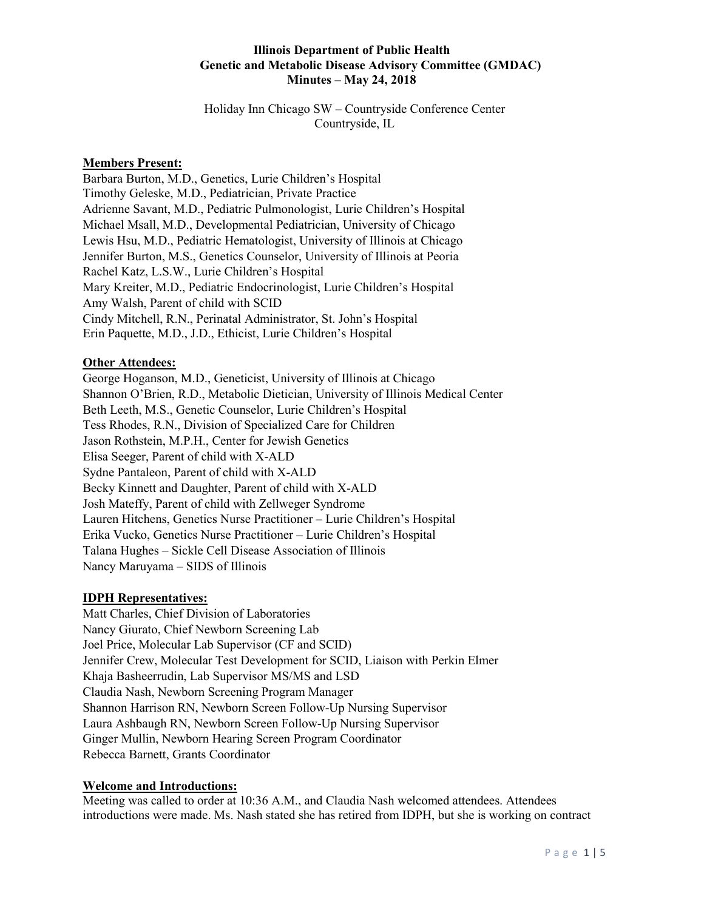# Illinois Department of Public Health
## Genetic and Metabolic Disease Advisory Committee (GMDAC)
### Minutes – May 24, 2018

Holiday Inn Chicago SW – Countryside Conference Center
Countryside, IL

**Members Present:**

Barbara Burton, M.D., Genetics, Lurie Children's Hospital
Timothy Geleske, M.D., Pediatrician, Private Practice
Adrienne Savant, M.D., Pediatric Pulmonologist, Lurie Children's Hospital
Michael Msall, M.D., Developmental Pediatrician, University of Chicago
Lewis Hsu, M.D., Pediatric Hematologist, University of Illinois at Chicago
Jennifer Burton, M.S., Genetics Counselor, University of Illinois at Peoria
Rachel Katz, L.S.W., Lurie Children's Hospital
Mary Kreiter, M.D., Pediatric Endocrinologist, Lurie Children's Hospital
Amy Walsh, Parent of child with SCID
Cindy Mitchell, R.N., Perinatal Administrator, St. John's Hospital
Erin Paquette, M.D., J.D., Ethicist, Lurie Children's Hospital

**Other Attendees:**

George Hoganson, M.D., Geneticist, University of Illinois at Chicago
Shannon O'Brien, R.D., Metabolic Dietician, University of Illinois Medical Center
Beth Leeth, M.S., Genetic Counselor, Lurie Children's Hospital
Tess Rhodes, R.N., Division of Specialized Care for Children
Jason Rothstein, M.P.H., Center for Jewish Genetics
Elisa Seeger, Parent of child with X-ALD
Sydne Pantaleon, Parent of child with X-ALD
Becky Kinnett and Daughter, Parent of child with X-ALD
Josh Mateffy, Parent of child with Zellweger Syndrome
Lauren Hitchens, Genetics Nurse Practitioner – Lurie Children's Hospital
Erika Vucko, Genetics Nurse Practitioner – Lurie Children's Hospital
Talana Hughes – Sickle Cell Disease Association of Illinois
Nancy Maruyama – SIDS of Illinois

**IDPH Representatives:**

Matt Charles, Chief Division of Laboratories
Nancy Giurato, Chief Newborn Screening Lab
Joel Price, Molecular Lab Supervisor (CF and SCID)
Jennifer Crew, Molecular Test Development for SCID, Liaison with Perkin Elmer
Khaja Basheerrudin, Lab Supervisor MS/MS and LSD
Claudia Nash, Newborn Screening Program Manager
Shannon Harrison RN, Newborn Screen Follow-Up Nursing Supervisor
Laura Ashbaugh RN, Newborn Screen Follow-Up Nursing Supervisor
Ginger Mullin, Newborn Hearing Screen Program Coordinator
Rebecca Barnett, Grants Coordinator

**Welcome and Introductions:**

Meeting was called to order at 10:36 A.M., and Claudia Nash welcomed attendees. Attendees introductions were made. Ms. Nash stated she has retired from IDPH, but she is working on contract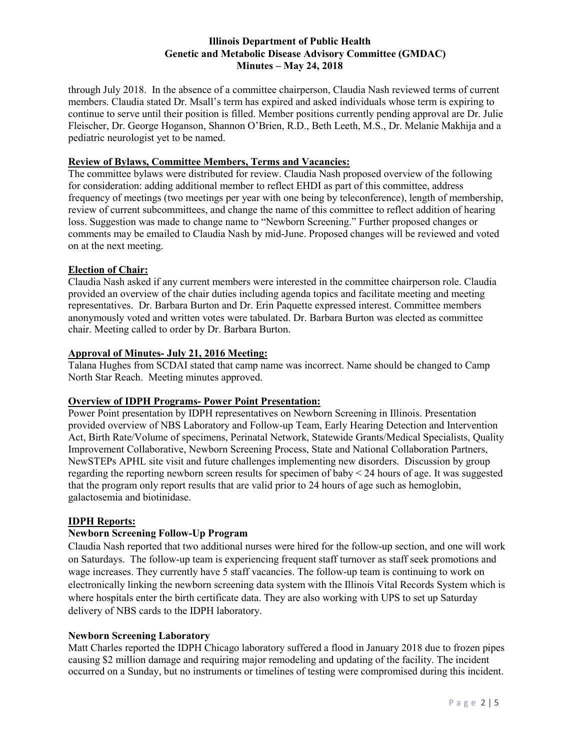through July 2018. In the absence of a committee chairperson, Claudia Nash reviewed terms of current members. Claudia stated Dr. Msall's term has expired and asked individuals whose term is expiring to continue to serve until their position is filled. Member positions currently pending approval are Dr. Julie Fleischer, Dr. George Hoganson, Shannon O'Brien, R.D., Beth Leeth, M.S., Dr. Melanie Makhija and a pediatric neurologist yet to be named.

**Review of Bylaws, Committee Members, Terms and Vacancies:**

The committee bylaws were distributed for review. Claudia Nash proposed overview of the following for consideration: adding additional member to reflect EHDI as part of this committee, address frequency of meetings (two meetings per year with one being by teleconference), length of membership, review of current subcommittees, and change the name of this committee to reflect addition of hearing loss. Suggestion was made to change name to "Newborn Screening." Further proposed changes or comments may be emailed to Claudia Nash by mid-June. Proposed changes will be reviewed and voted on at the next meeting.

**Election of Chair:**

Claudia Nash asked if any current members were interested in the committee chairperson role. Claudia provided an overview of the chair duties including agenda topics and facilitate meeting and meeting representatives. Dr. Barbara Burton and Dr. Erin Paquette expressed interest. Committee members anonymously voted and written votes were tabulated. Dr. Barbara Burton was elected as committee chair. Meeting called to order by Dr. Barbara Burton.

**Approval of Minutes- July 21, 2016 Meeting:**

Talana Hughes from SCDAI stated that camp name was incorrect. Name should be changed to Camp North Star Reach. Meeting minutes approved.

**Overview of IDPH Programs- Power Point Presentation:**

Power Point presentation by IDPH representatives on Newborn Screening in Illinois. Presentation provided overview of NBS Laboratory and Follow-up Team, Early Hearing Detection and Intervention Act, Birth Rate/Volume of specimens, Perinatal Network, Statewide Grants/Medical Specialists, Quality Improvement Collaborative, Newborn Screening Process, State and National Collaboration Partners, NewSTEPs APHL site visit and future challenges implementing new disorders. Discussion by group regarding the reporting newborn screen results for specimen of baby < 24 hours of age. It was suggested that the program only report results that are valid prior to 24 hours of age such as hemoglobin, galactosemia and biotinidase.

**IDPH Reports:**

**Newborn Screening Follow-Up Program**

Claudia Nash reported that two additional nurses were hired for the follow-up section, and one will work on Saturdays. The follow-up team is experiencing frequent staff turnover as staff seek promotions and wage increases. They currently have 5 staff vacancies. The follow-up team is continuing to work on electronically linking the newborn screening data system with the Illinois Vital Records System which is where hospitals enter the birth certificate data. They are also working with UPS to set up Saturday delivery of NBS cards to the IDPH laboratory.

**Newborn Screening Laboratory**

Matt Charles reported the IDPH Chicago laboratory suffered a flood in January 2018 due to frozen pipes causing $2 million damage and requiring major remodeling and updating of the facility. The incident occurred on a Sunday, but no instruments or timelines of testing were compromised during this incident.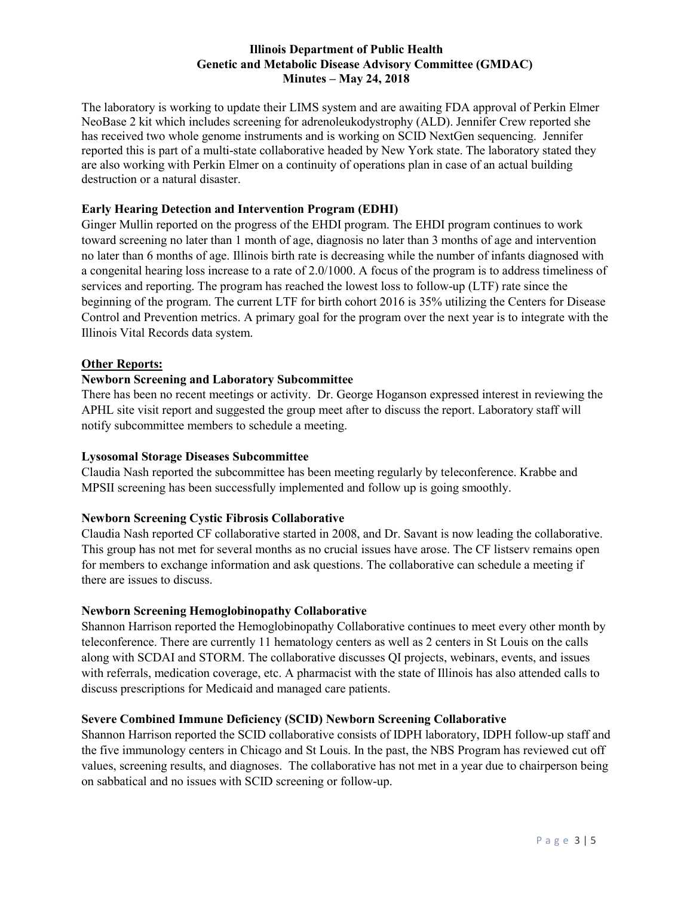The laboratory is working to update their LIMS system and are awaiting FDA approval of Perkin Elmer NeoBase 2 kit which includes screening for adrenoleukodystrophy (ALD). Jennifer Crew reported she has received two whole genome instruments and is working on SCID NextGen sequencing. Jennifer reported this is part of a multi-state collaborative headed by New York state. The laboratory stated they are also working with Perkin Elmer on a continuity of operations plan in case of an actual building destruction or a natural disaster.

**Early Hearing Detection and Intervention Program (EDHI)**

Ginger Mullin reported on the progress of the EHDI program. The EHDI program continues to work toward screening no later than 1 month of age, diagnosis no later than 3 months of age and intervention no later than 6 months of age. Illinois birth rate is decreasing while the number of infants diagnosed with a congenital hearing loss increase to a rate of 2.0/1000. A focus of the program is to address timeliness of services and reporting. The program has reached the lowest loss to follow-up (LTF) rate since the beginning of the program. The current LTF for birth cohort 2016 is 35% utilizing the Centers for Disease Control and Prevention metrics. A primary goal for the program over the next year is to integrate with the Illinois Vital Records data system.

**Other Reports:**

**Newborn Screening and Laboratory Subcommittee**

There has been no recent meetings or activity. Dr. George Hoganson expressed interest in reviewing the APHL site visit report and suggested the group meet after to discuss the report. Laboratory staff will notify subcommittee members to schedule a meeting.

**Lysosomal Storage Diseases Subcommittee**

Claudia Nash reported the subcommittee has been meeting regularly by teleconference. Krabbe and MPSII screening has been successfully implemented and follow up is going smoothly.

**Newborn Screening Cystic Fibrosis Collaborative**

Claudia Nash reported CF collaborative started in 2008, and Dr. Savant is now leading the collaborative. This group has not met for several months as no crucial issues have arose. The CF listserv remains open for members to exchange information and ask questions. The collaborative can schedule a meeting if there are issues to discuss.

**Newborn Screening Hemoglobinopathy Collaborative**

Shannon Harrison reported the Hemoglobinopathy Collaborative continues to meet every other month by teleconference. There are currently 11 hematology centers as well as 2 centers in St Louis on the calls along with SCDAI and STORM. The collaborative discusses QI projects, webinars, events, and issues with referrals, medication coverage, etc. A pharmacist with the state of Illinois has also attended calls to discuss prescriptions for Medicaid and managed care patients.

**Severe Combined Immune Deficiency (SCID) Newborn Screening Collaborative**

Shannon Harrison reported the SCID collaborative consists of IDPH laboratory, IDPH follow-up staff and the five immunology centers in Chicago and St Louis. In the past, the NBS Program has reviewed cut off values, screening results, and diagnoses. The collaborative has not met in a year due to chairperson being on sabbatical and no issues with SCID screening or follow-up.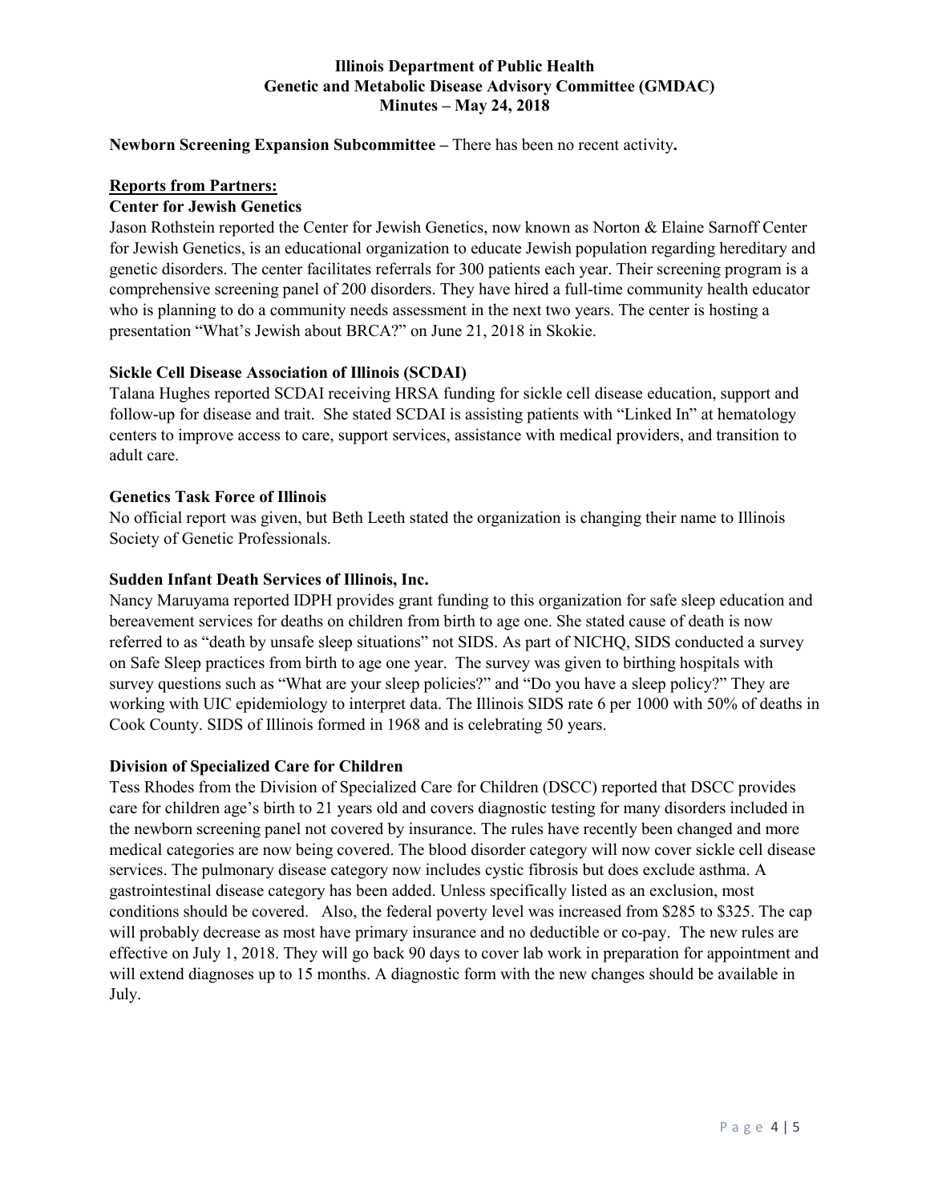**Illinois Department of Public Health**
**Genetic and Metabolic Disease Advisory Committee (GMDAC)**
**Minutes – May 24, 2018**

**Newborn Screening Expansion Subcommittee –** There has been no recent activity**.**

## Reports from Partners:

### Center for Jewish Genetics

Jason Rothstein reported the Center for Jewish Genetics, now known as Norton & Elaine Sarnoff Center for Jewish Genetics, is an educational organization to educate Jewish population regarding hereditary and genetic disorders. The center facilitates referrals for 300 patients each year. Their screening program is a comprehensive screening panel of 200 disorders. They have hired a full-time community health educator who is planning to do a community needs assessment in the next two years. The center is hosting a presentation "What's Jewish about BRCA?" on June 21, 2018 in Skokie.

### Sickle Cell Disease Association of Illinois (SCDAI)

Talana Hughes reported SCDAI receiving HRSA funding for sickle cell disease education, support and follow-up for disease and trait. She stated SCDAI is assisting patients with "Linked In" at hematology centers to improve access to care, support services, assistance with medical providers, and transition to adult care.

### Genetics Task Force of Illinois

No official report was given, but Beth Leeth stated the organization is changing their name to Illinois Society of Genetic Professionals.

### Sudden Infant Death Services of Illinois, Inc.

Nancy Maruyama reported IDPH provides grant funding to this organization for safe sleep education and bereavement services for deaths on children from birth to age one. She stated cause of death is now referred to as "death by unsafe sleep situations" not SIDS. As part of NICHQ, SIDS conducted a survey on Safe Sleep practices from birth to age one year. The survey was given to birthing hospitals with survey questions such as "What are your sleep policies?" and "Do you have a sleep policy?" They are working with UIC epidemiology to interpret data. The Illinois SIDS rate 6 per 1000 with 50% of deaths in Cook County. SIDS of Illinois formed in 1968 and is celebrating 50 years.

### Division of Specialized Care for Children

Tess Rhodes from the Division of Specialized Care for Children (DSCC) reported that DSCC provides care for children age's birth to 21 years old and covers diagnostic testing for many disorders included in the newborn screening panel not covered by insurance. The rules have recently been changed and more medical categories are now being covered. The blood disorder category will now cover sickle cell disease services. The pulmonary disease category now includes cystic fibrosis but does exclude asthma. A gastrointestinal disease category has been added. Unless specifically listed as an exclusion, most conditions should be covered. Also, the federal poverty level was increased from $285 to $325. The cap will probably decrease as most have primary insurance and no deductible or co-pay. The new rules are effective on July 1, 2018. They will go back 90 days to cover lab work in preparation for appointment and will extend diagnoses up to 15 months. A diagnostic form with the new changes should be available in July.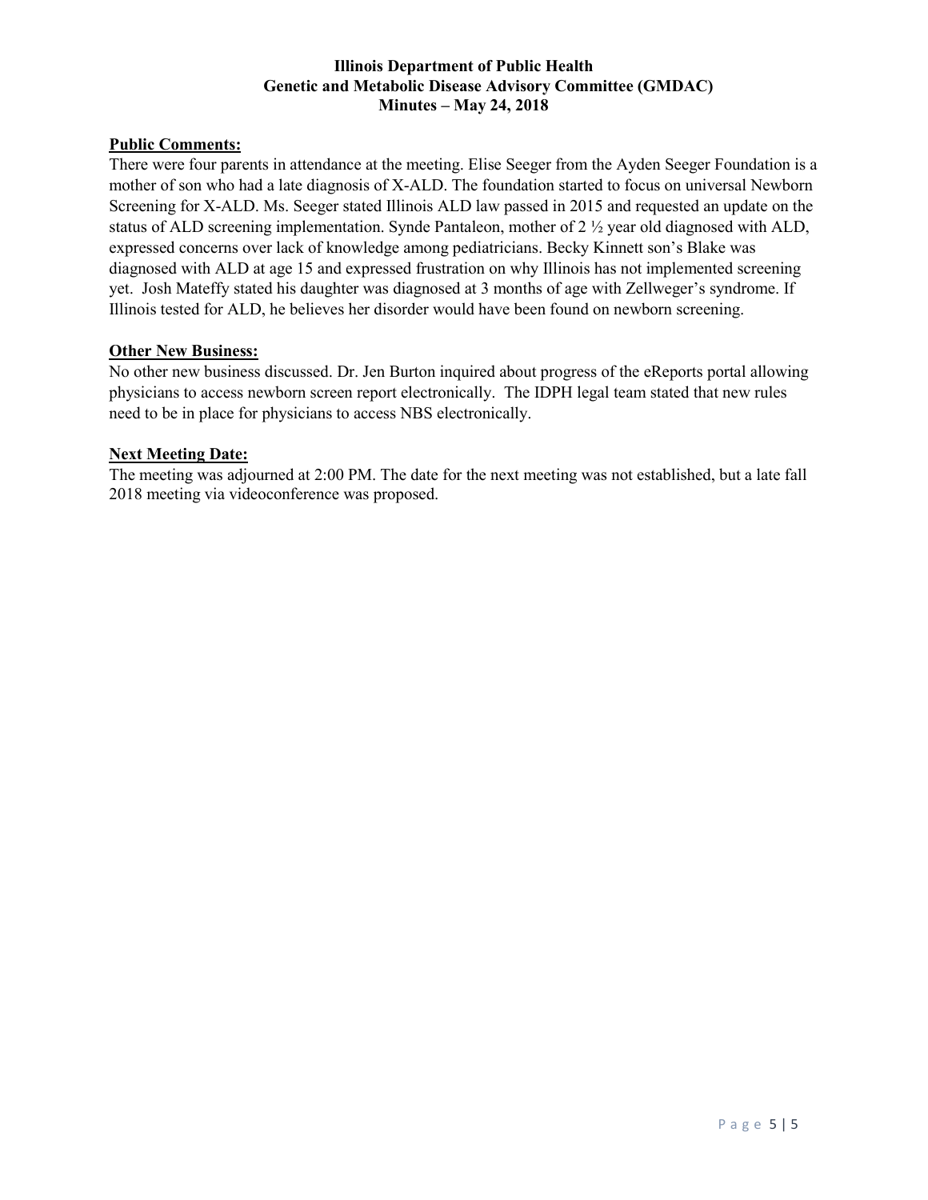**Public Comments:**

There were four parents in attendance at the meeting. Elise Seeger from the Ayden Seeger Foundation is a mother of son who had a late diagnosis of X-ALD. The foundation started to focus on universal Newborn Screening for X-ALD. Ms. Seeger stated Illinois ALD law passed in 2015 and requested an update on the status of ALD screening implementation. Synde Pantaleon, mother of 2 ½ year old diagnosed with ALD, expressed concerns over lack of knowledge among pediatricians. Becky Kinnett son's Blake was diagnosed with ALD at age 15 and expressed frustration on why Illinois has not implemented screening yet. Josh Mateffy stated his daughter was diagnosed at 3 months of age with Zellweger's syndrome. If Illinois tested for ALD, he believes her disorder would have been found on newborn screening.

**Other New Business:**

No other new business discussed. Dr. Jen Burton inquired about progress of the eReports portal allowing physicians to access newborn screen report electronically. The IDPH legal team stated that new rules need to be in place for physicians to access NBS electronically.

**Next Meeting Date:**

The meeting was adjourned at 2:00 PM. The date for the next meeting was not established, but a late fall 2018 meeting via videoconference was proposed.